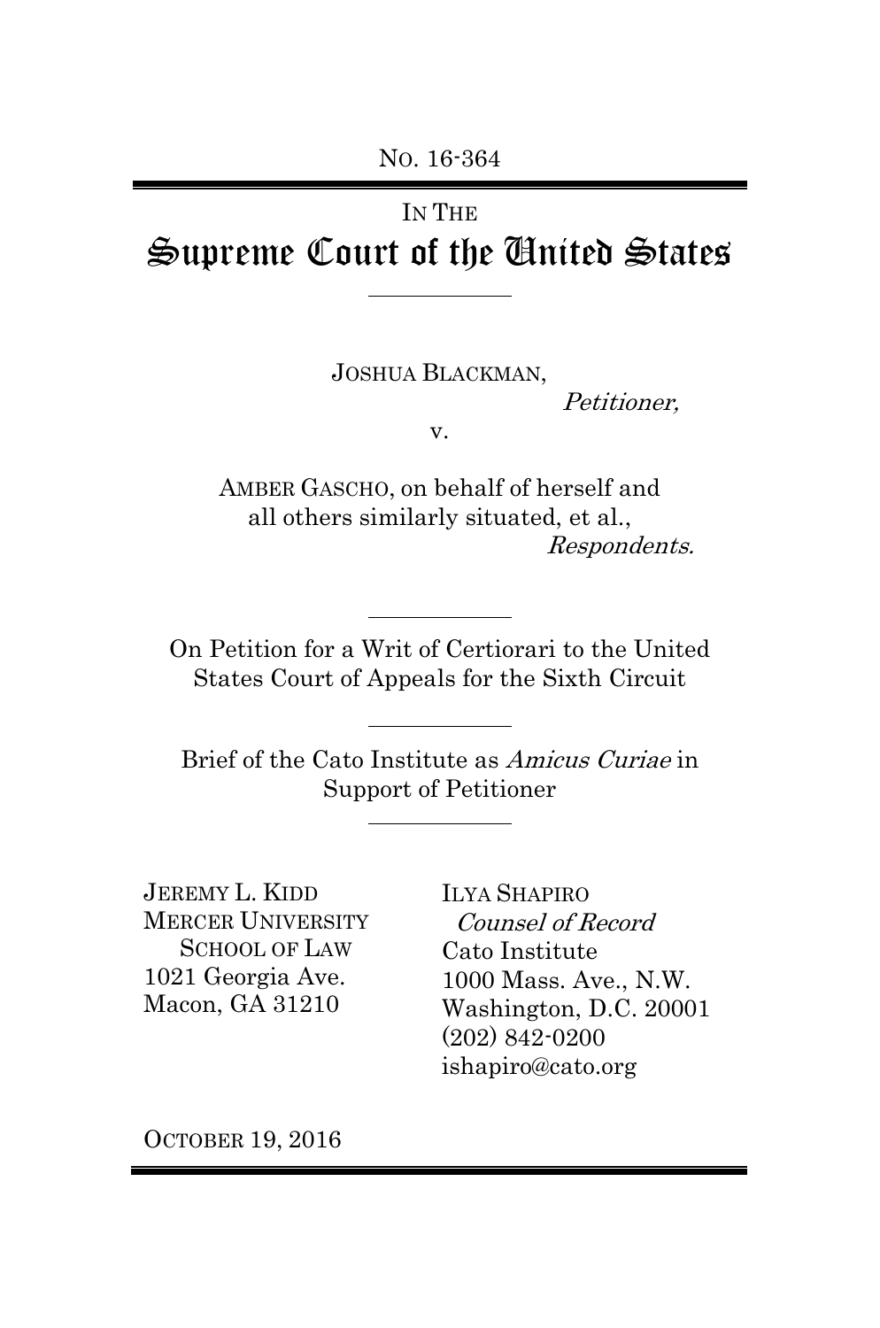NO. 16-364

IN THE

# Supreme Court of the United States

JOSHUA BLACKMAN,

*Petitioner,*

v.

AMBER GASCHO, on behalf of herself and all others similarly situated, et al.,

*Respondents.*

On Petition for a Writ of Certiorari to the United States Court of Appeals for the Sixth Circuit

Brief of the Cato Institute as *Amicus Curiae* in Support of Petitioner

JEREMY L. KIDD
MERCER UNIVERSITY SCHOOL OF LAW
1021 Georgia Ave.
Macon, GA 31210

ILYA SHAPIRO
*Counsel of Record*
Cato Institute
1000 Mass. Ave., N.W.
Washington, D.C. 20001
(202) 842-0200
ishapiro@cato.org

OCTOBER 19, 2016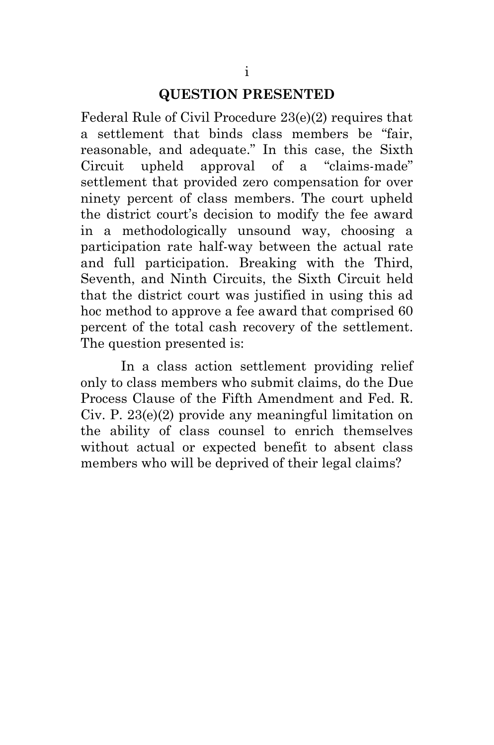## QUESTION PRESENTED

Federal Rule of Civil Procedure 23(e)(2) requires that a settlement that binds class members be "fair, reasonable, and adequate." In this case, the Sixth Circuit upheld approval of a "claims-made" settlement that provided zero compensation for over ninety percent of class members. The court upheld the district court's decision to modify the fee award in a methodologically unsound way, choosing a participation rate half-way between the actual rate and full participation. Breaking with the Third, Seventh, and Ninth Circuits, the Sixth Circuit held that the district court was justified in using this ad hoc method to approve a fee award that comprised 60 percent of the total cash recovery of the settlement. The question presented is:

In a class action settlement providing relief only to class members who submit claims, do the Due Process Clause of the Fifth Amendment and Fed. R. Civ. P. 23(e)(2) provide any meaningful limitation on the ability of class counsel to enrich themselves without actual or expected benefit to absent class members who will be deprived of their legal claims?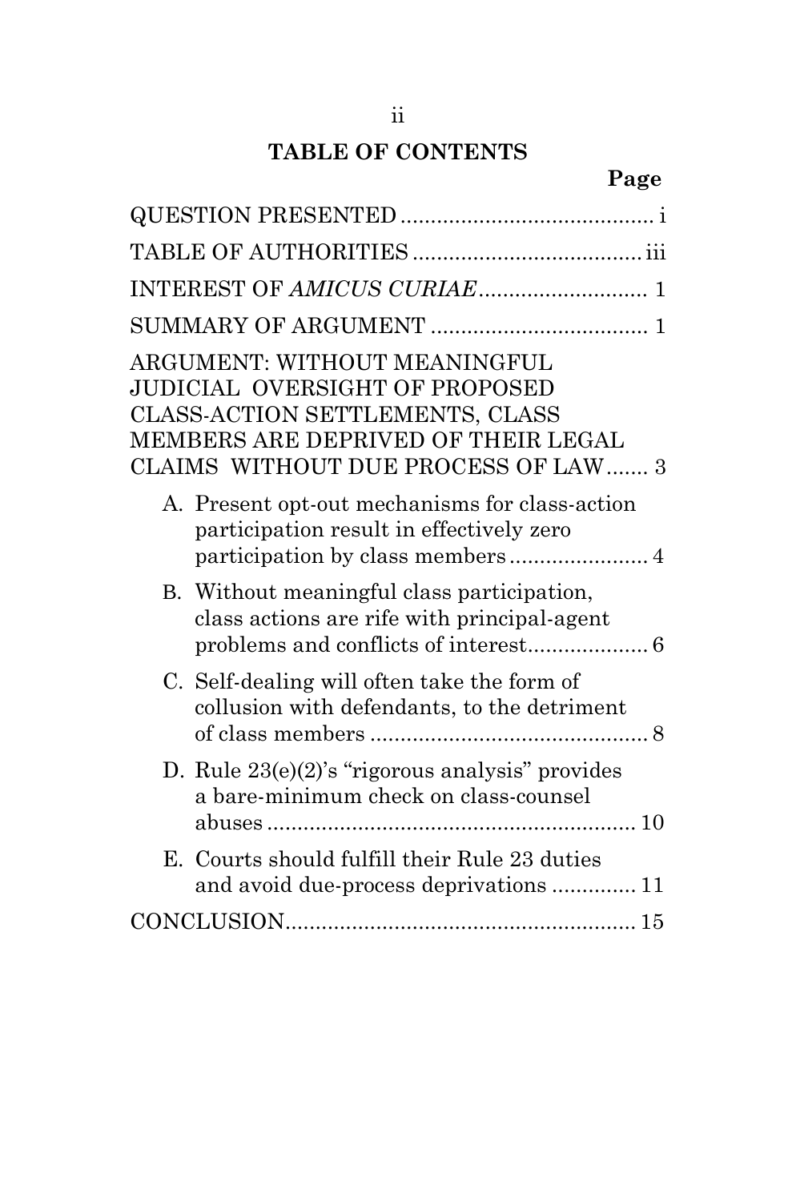## TABLE OF CONTENTS

| | Page |
|---|---|
| QUESTION PRESENTED | i |
| TABLE OF AUTHORITIES | iii |
| INTEREST OF *AMICUS CURIAE* | 1 |
| SUMMARY OF ARGUMENT | 1 |
| ARGUMENT: WITHOUT MEANINGFUL JUDICIAL OVERSIGHT OF PROPOSED CLASS-ACTION SETTLEMENTS, CLASS MEMBERS ARE DEPRIVED OF THEIR LEGAL CLAIMS WITHOUT DUE PROCESS OF LAW | 3 |
| A. Present opt-out mechanisms for class-action participation result in effectively zero participation by class members | 4 |
| B. Without meaningful class participation, class actions are rife with principal-agent problems and conflicts of interest | 6 |
| C. Self-dealing will often take the form of collusion with defendants, to the detriment of class members | 8 |
| D. Rule 23(e)(2)'s "rigorous analysis" provides a bare-minimum check on class-counsel abuses | 10 |
| E. Courts should fulfill their Rule 23 duties and avoid due-process deprivations | 11 |
| CONCLUSION | 15 |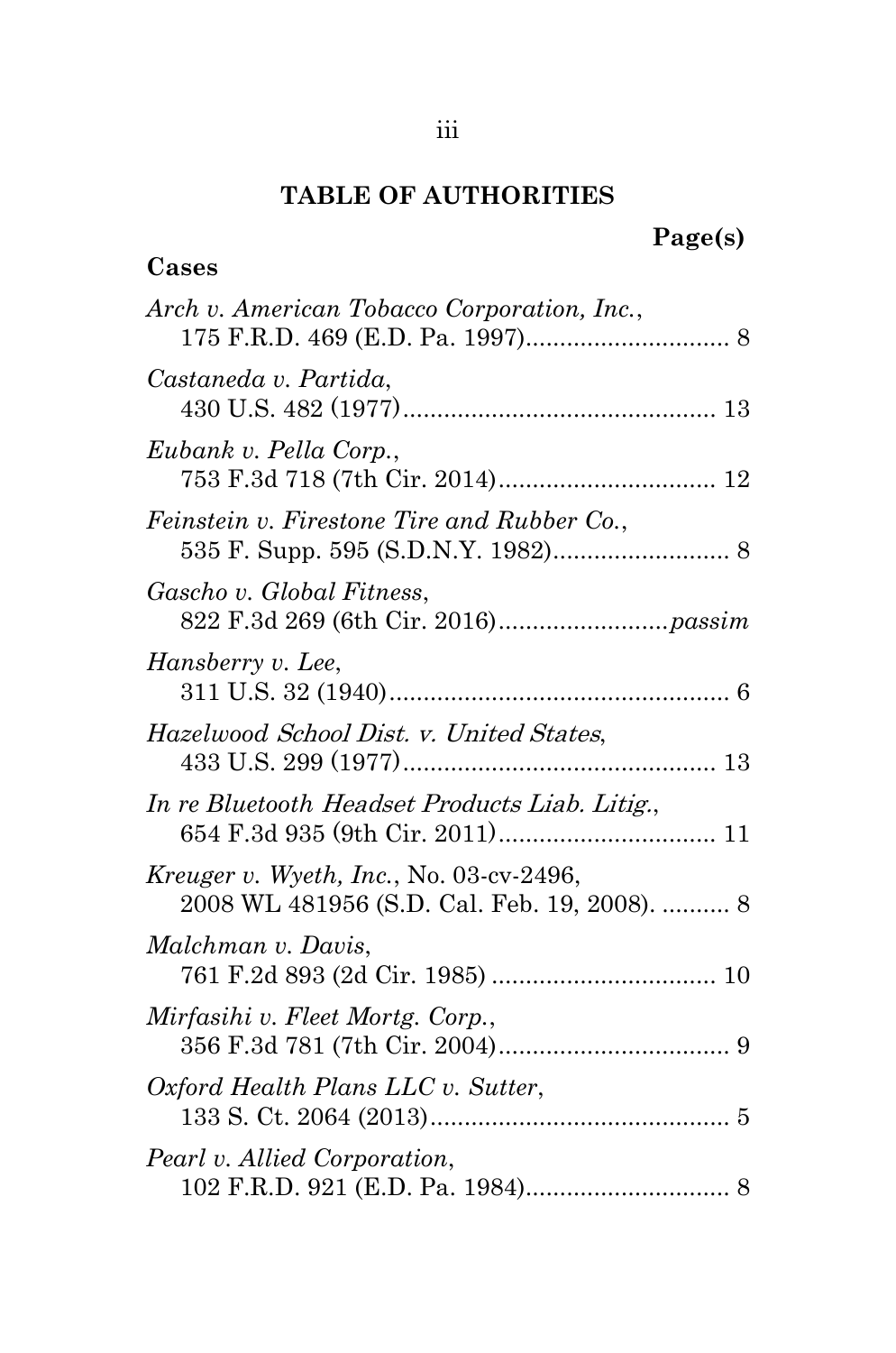## TABLE OF AUTHORITIES

**Page(s)**

### Cases

*Arch v. American Tobacco Corporation, Inc.*, 175 F.R.D. 469 (E.D. Pa. 1997).............................. 8

*Castaneda v. Partida*, 430 U.S. 482 (1977).............................................. 13

*Eubank v. Pella Corp.*, 753 F.3d 718 (7th Cir. 2014)................................ 12

*Feinstein v. Firestone Tire and Rubber Co.*, 535 F. Supp. 595 (S.D.N.Y. 1982).......................... 8

*Gascho v. Global Fitness*, 822 F.3d 269 (6th Cir. 2016).........................*passim*

*Hansberry v. Lee*, 311 U.S. 32 (1940)................................................... 6

*Hazelwood School Dist. v. United States*, 433 U.S. 299 (1977).............................................. 13

*In re Bluetooth Headset Products Liab. Litig.*, 654 F.3d 935 (9th Cir. 2011)................................ 11

*Kreuger v. Wyeth, Inc.*, No. 03-cv-2496, 2008 WL 481956 (S.D. Cal. Feb. 19, 2008). .......... 8

*Malchman v. Davis*, 761 F.2d 893 (2d Cir. 1985) ................................ 10

*Mirfasihi v. Fleet Mortg. Corp.*, 356 F.3d 781 (7th Cir. 2004).................................. 9

*Oxford Health Plans LLC v. Sutter*, 133 S. Ct. 2064 (2013)............................................ 5

*Pearl v. Allied Corporation*, 102 F.R.D. 921 (E.D. Pa. 1984).............................. 8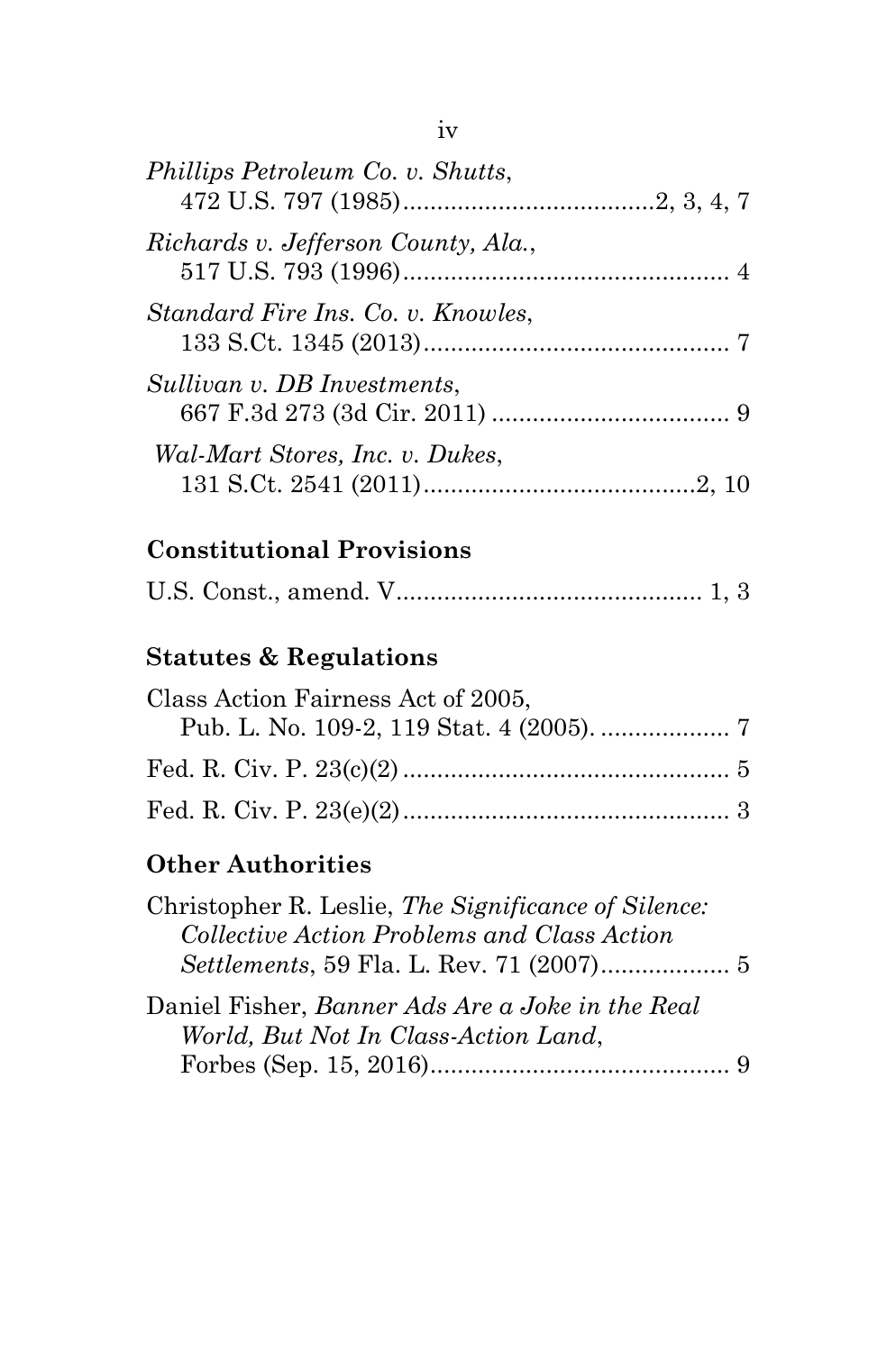*Phillips Petroleum Co. v. Shutts*,
472 U.S. 797 (1985)....................................2, 3, 4, 7

*Richards v. Jefferson County, Ala.*,
517 U.S. 793 (1996)................................................ 4

*Standard Fire Ins. Co. v. Knowles*,
133 S.Ct. 1345 (2013)............................................. 7

*Sullivan v. DB Investments*,
667 F.3d 273 (3d Cir. 2011) ................................... 9

*Wal-Mart Stores, Inc. v. Dukes*,
131 S.Ct. 2541 (2011)........................................2, 10

## Constitutional Provisions

U.S. Const., amend. V............................................. 1, 3

## Statutes & Regulations

Class Action Fairness Act of 2005,
Pub. L. No. 109-2, 119 Stat. 4 (2005). ................... 7

Fed. R. Civ. P. 23(c)(2) ................................................ 5

Fed. R. Civ. P. 23(e)(2)................................................ 3

## Other Authorities

Christopher R. Leslie, *The Significance of Silence: Collective Action Problems and Class Action Settlements*, 59 Fla. L. Rev. 71 (2007)................... 5

Daniel Fisher, *Banner Ads Are a Joke in the Real World, But Not In Class-Action Land*,
Forbes (Sep. 15, 2016)............................................ 9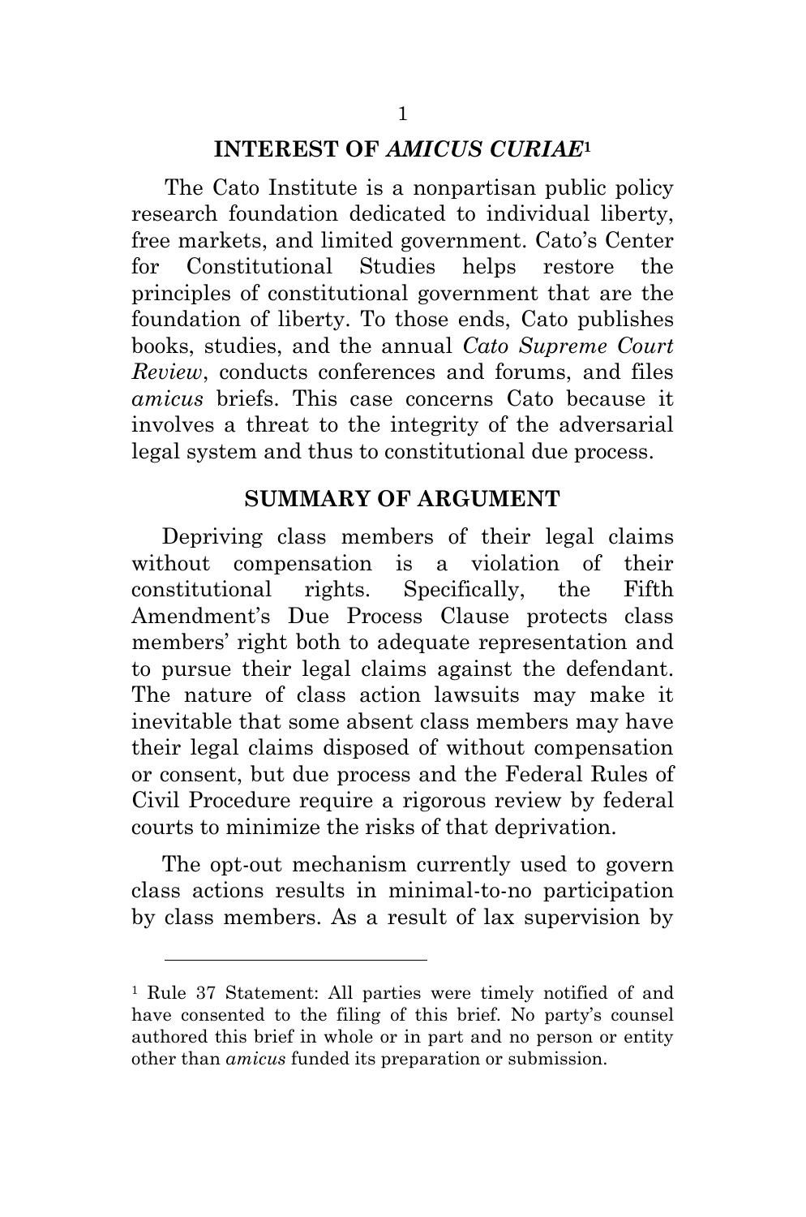## INTEREST OF *AMICUS CURIAE*[1]

The Cato Institute is a nonpartisan public policy research foundation dedicated to individual liberty, free markets, and limited government. Cato's Center for Constitutional Studies helps restore the principles of constitutional government that are the foundation of liberty. To those ends, Cato publishes books, studies, and the annual *Cato Supreme Court Review*, conducts conferences and forums, and files *amicus* briefs. This case concerns Cato because it involves a threat to the integrity of the adversarial legal system and thus to constitutional due process.

## SUMMARY OF ARGUMENT

Depriving class members of their legal claims without compensation is a violation of their constitutional rights. Specifically, the Fifth Amendment's Due Process Clause protects class members' right both to adequate representation and to pursue their legal claims against the defendant. The nature of class action lawsuits may make it inevitable that some absent class members may have their legal claims disposed of without compensation or consent, but due process and the Federal Rules of Civil Procedure require a rigorous review by federal courts to minimize the risks of that deprivation.

The opt-out mechanism currently used to govern class actions results in minimal-to-no participation by class members. As a result of lax supervision by

---

[1] Rule 37 Statement: All parties were timely notified of and have consented to the filing of this brief. No party's counsel authored this brief in whole or in part and no person or entity other than *amicus* funded its preparation or submission.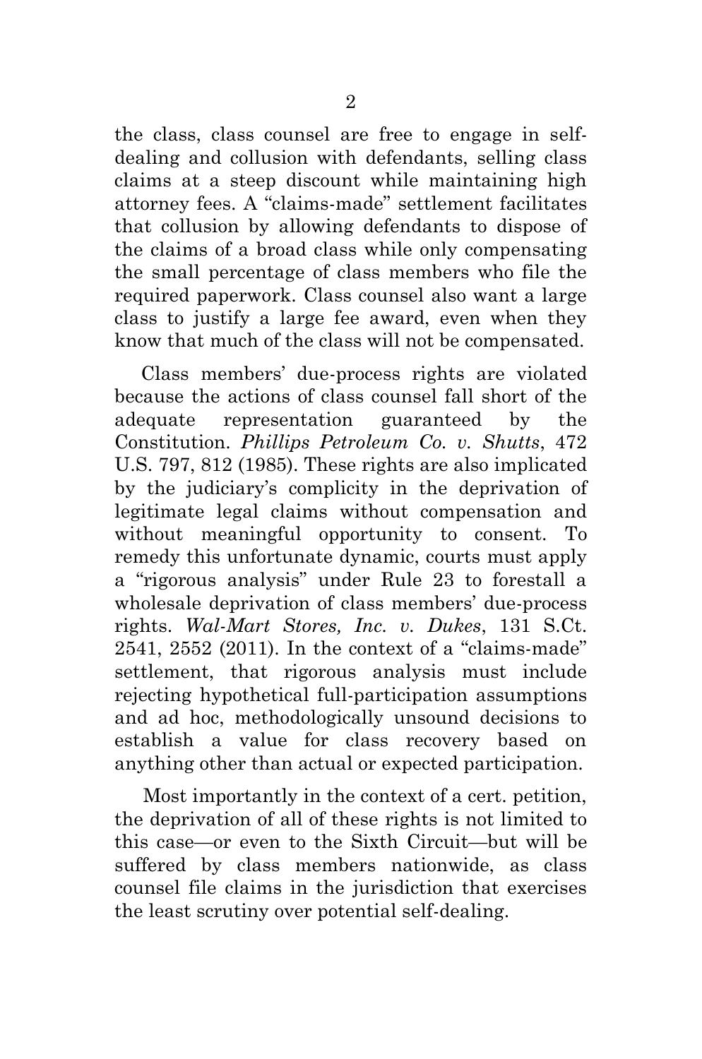the class, class counsel are free to engage in self-dealing and collusion with defendants, selling class claims at a steep discount while maintaining high attorney fees. A "claims-made" settlement facilitates that collusion by allowing defendants to dispose of the claims of a broad class while only compensating the small percentage of class members who file the required paperwork. Class counsel also want a large class to justify a large fee award, even when they know that much of the class will not be compensated.

Class members' due-process rights are violated because the actions of class counsel fall short of the adequate representation guaranteed by the Constitution. *Phillips Petroleum Co. v. Shutts*, 472 U.S. 797, 812 (1985). These rights are also implicated by the judiciary's complicity in the deprivation of legitimate legal claims without compensation and without meaningful opportunity to consent. To remedy this unfortunate dynamic, courts must apply a "rigorous analysis" under Rule 23 to forestall a wholesale deprivation of class members' due-process rights. *Wal-Mart Stores, Inc. v. Dukes*, 131 S.Ct. 2541, 2552 (2011). In the context of a "claims-made" settlement, that rigorous analysis must include rejecting hypothetical full-participation assumptions and ad hoc, methodologically unsound decisions to establish a value for class recovery based on anything other than actual or expected participation.

Most importantly in the context of a cert. petition, the deprivation of all of these rights is not limited to this case—or even to the Sixth Circuit—but will be suffered by class members nationwide, as class counsel file claims in the jurisdiction that exercises the least scrutiny over potential self-dealing.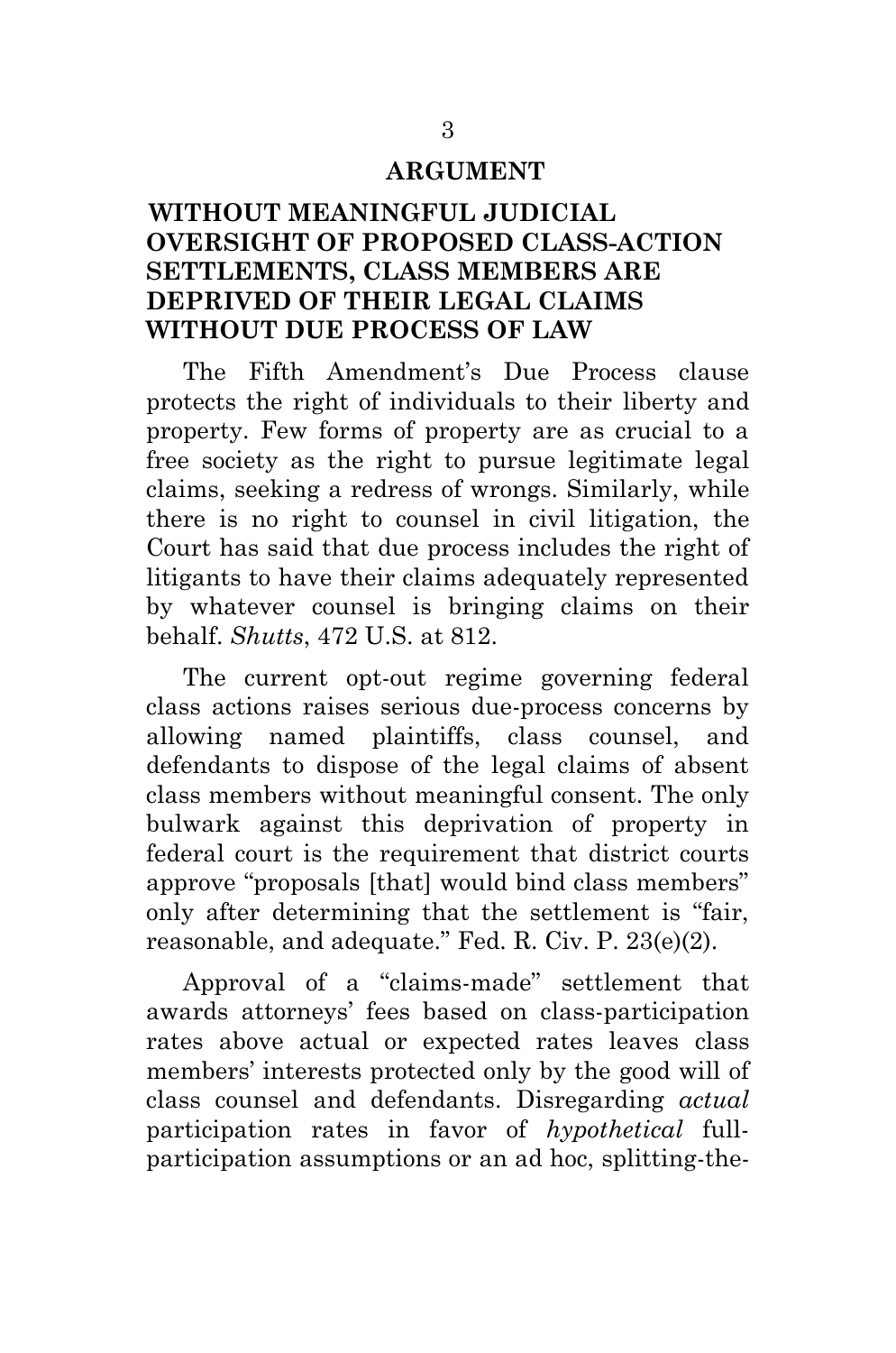## ARGUMENT

### WITHOUT MEANINGFUL JUDICIAL OVERSIGHT OF PROPOSED CLASS-ACTION SETTLEMENTS, CLASS MEMBERS ARE DEPRIVED OF THEIR LEGAL CLAIMS WITHOUT DUE PROCESS OF LAW

The Fifth Amendment's Due Process clause protects the right of individuals to their liberty and property. Few forms of property are as crucial to a free society as the right to pursue legitimate legal claims, seeking a redress of wrongs. Similarly, while there is no right to counsel in civil litigation, the Court has said that due process includes the right of litigants to have their claims adequately represented by whatever counsel is bringing claims on their behalf. *Shutts*, 472 U.S. at 812.

The current opt-out regime governing federal class actions raises serious due-process concerns by allowing named plaintiffs, class counsel, and defendants to dispose of the legal claims of absent class members without meaningful consent. The only bulwark against this deprivation of property in federal court is the requirement that district courts approve "proposals [that] would bind class members" only after determining that the settlement is "fair, reasonable, and adequate." Fed. R. Civ. P. 23(e)(2).

Approval of a "claims-made" settlement that awards attorneys' fees based on class-participation rates above actual or expected rates leaves class members' interests protected only by the good will of class counsel and defendants. Disregarding *actual* participation rates in favor of *hypothetical* full-participation assumptions or an ad hoc, splitting-the-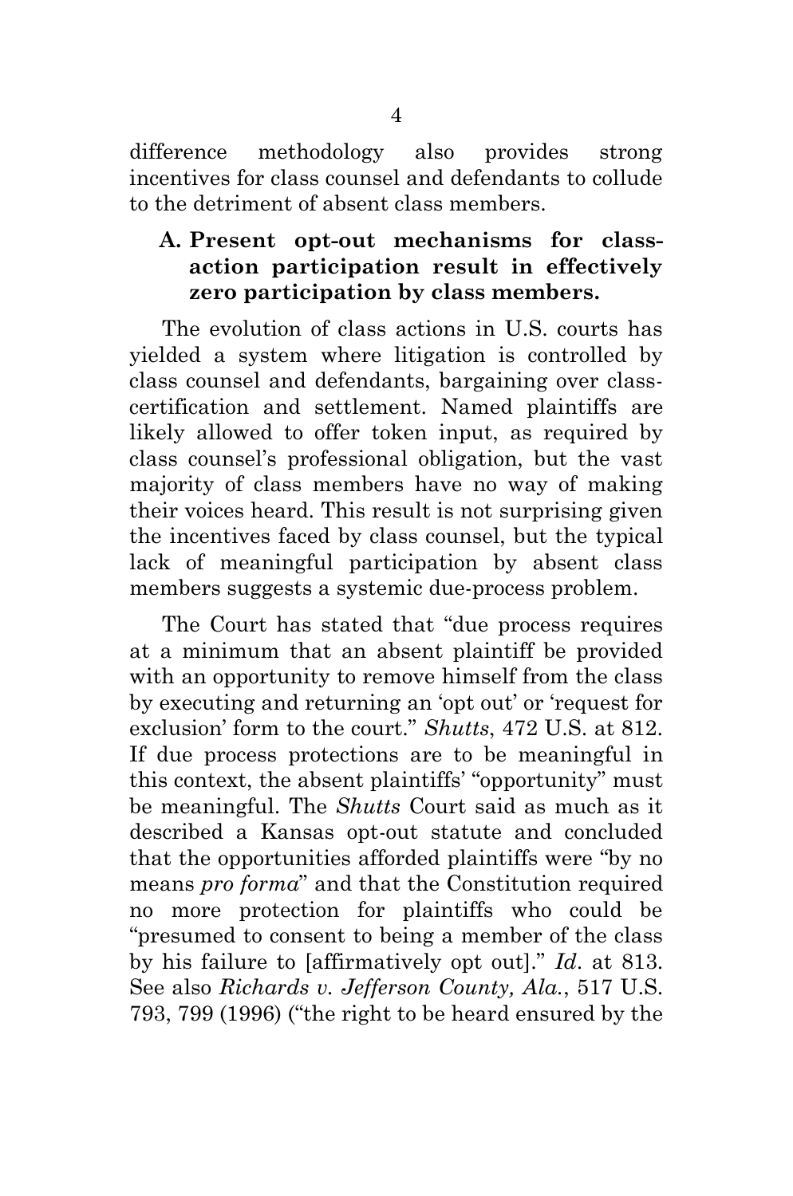difference methodology also provides strong incentives for class counsel and defendants to collude to the detriment of absent class members.

### A. Present opt-out mechanisms for class-action participation result in effectively zero participation by class members.

The evolution of class actions in U.S. courts has yielded a system where litigation is controlled by class counsel and defendants, bargaining over class-certification and settlement. Named plaintiffs are likely allowed to offer token input, as required by class counsel's professional obligation, but the vast majority of class members have no way of making their voices heard. This result is not surprising given the incentives faced by class counsel, but the typical lack of meaningful participation by absent class members suggests a systemic due-process problem.

The Court has stated that "due process requires at a minimum that an absent plaintiff be provided with an opportunity to remove himself from the class by executing and returning an 'opt out' or 'request for exclusion' form to the court." *Shutts*, 472 U.S. at 812. If due process protections are to be meaningful in this context, the absent plaintiffs' "opportunity" must be meaningful. The *Shutts* Court said as much as it described a Kansas opt-out statute and concluded that the opportunities afforded plaintiffs were "by no means *pro forma*" and that the Constitution required no more protection for plaintiffs who could be "presumed to consent to being a member of the class by his failure to [affirmatively opt out]." *Id*. at 813. See also *Richards v. Jefferson County, Ala.*, 517 U.S. 793, 799 (1996) ("the right to be heard ensured by the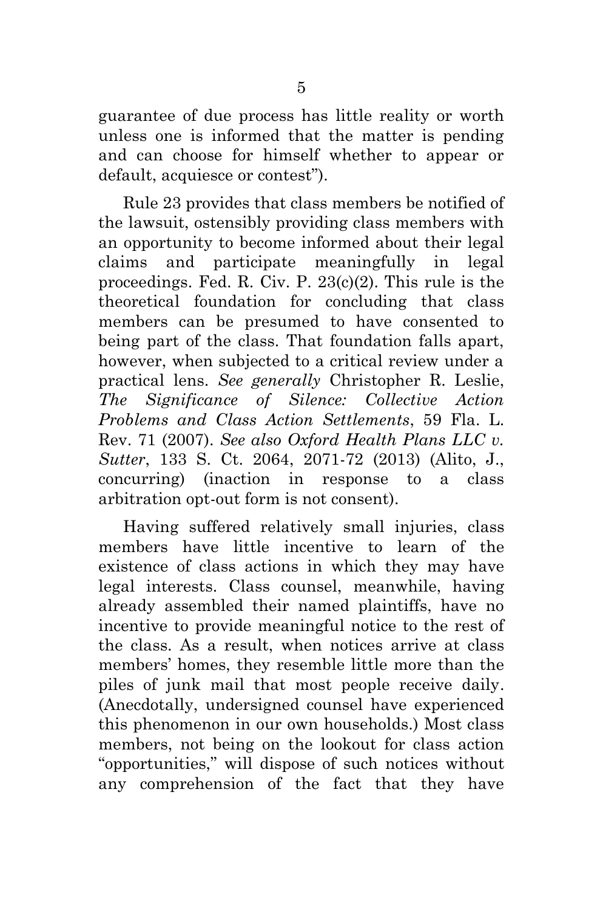guarantee of due process has little reality or worth unless one is informed that the matter is pending and can choose for himself whether to appear or default, acquiesce or contest").

Rule 23 provides that class members be notified of the lawsuit, ostensibly providing class members with an opportunity to become informed about their legal claims and participate meaningfully in legal proceedings. Fed. R. Civ. P. 23(c)(2). This rule is the theoretical foundation for concluding that class members can be presumed to have consented to being part of the class. That foundation falls apart, however, when subjected to a critical review under a practical lens. *See generally* Christopher R. Leslie, *The Significance of Silence: Collective Action Problems and Class Action Settlements*, 59 Fla. L. Rev. 71 (2007). *See also Oxford Health Plans LLC v. Sutter*, 133 S. Ct. 2064, 2071-72 (2013) (Alito, J., concurring) (inaction in response to a class arbitration opt-out form is not consent).

Having suffered relatively small injuries, class members have little incentive to learn of the existence of class actions in which they may have legal interests. Class counsel, meanwhile, having already assembled their named plaintiffs, have no incentive to provide meaningful notice to the rest of the class. As a result, when notices arrive at class members' homes, they resemble little more than the piles of junk mail that most people receive daily. (Anecdotally, undersigned counsel have experienced this phenomenon in our own households.) Most class members, not being on the lookout for class action "opportunities," will dispose of such notices without any comprehension of the fact that they have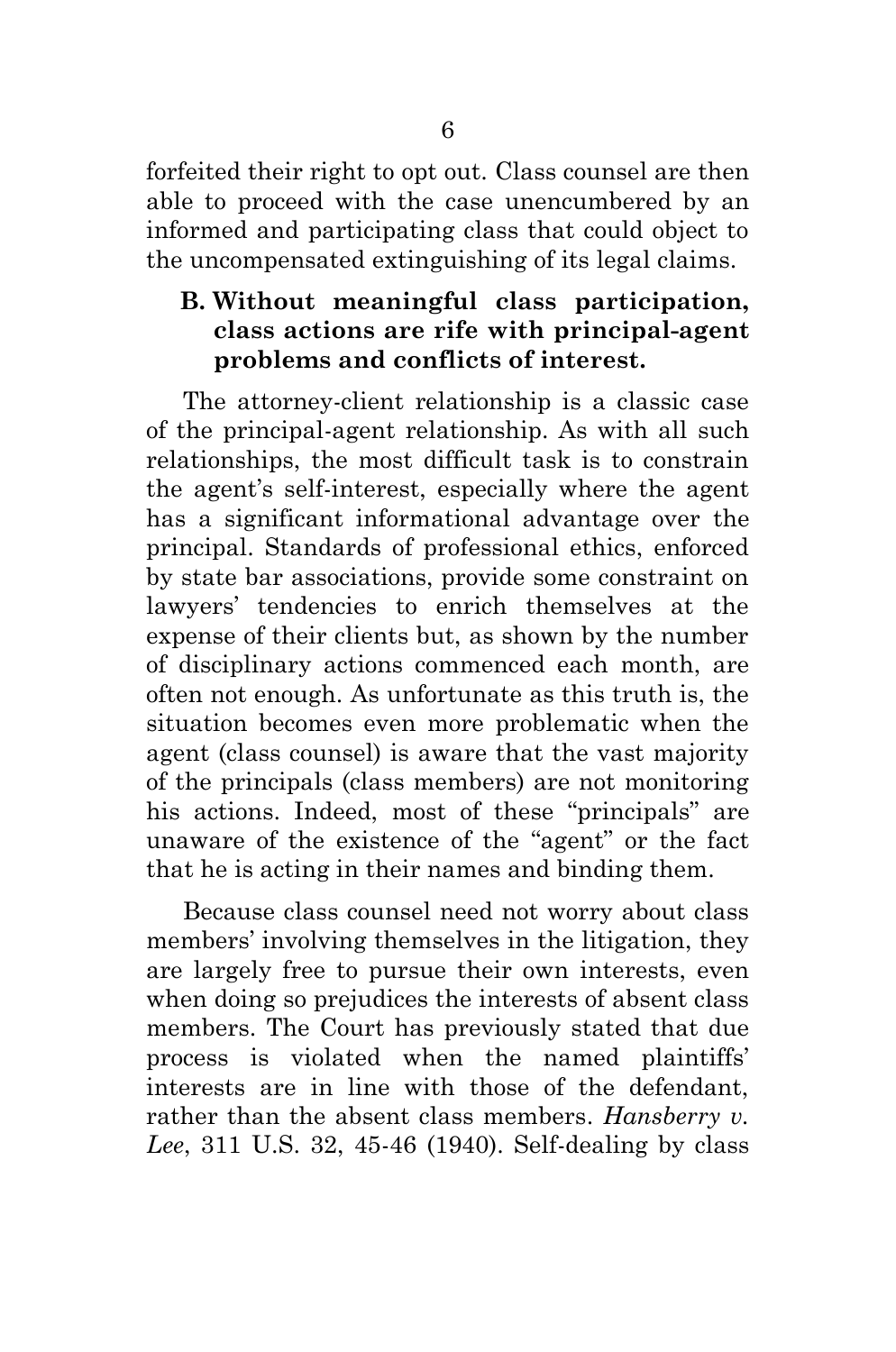forfeited their right to opt out. Class counsel are then able to proceed with the case unencumbered by an informed and participating class that could object to the uncompensated extinguishing of its legal claims.

### B. Without meaningful class participation, class actions are rife with principal-agent problems and conflicts of interest.

The attorney-client relationship is a classic case of the principal-agent relationship. As with all such relationships, the most difficult task is to constrain the agent's self-interest, especially where the agent has a significant informational advantage over the principal. Standards of professional ethics, enforced by state bar associations, provide some constraint on lawyers' tendencies to enrich themselves at the expense of their clients but, as shown by the number of disciplinary actions commenced each month, are often not enough. As unfortunate as this truth is, the situation becomes even more problematic when the agent (class counsel) is aware that the vast majority of the principals (class members) are not monitoring his actions. Indeed, most of these "principals" are unaware of the existence of the "agent" or the fact that he is acting in their names and binding them.

Because class counsel need not worry about class members' involving themselves in the litigation, they are largely free to pursue their own interests, even when doing so prejudices the interests of absent class members. The Court has previously stated that due process is violated when the named plaintiffs' interests are in line with those of the defendant, rather than the absent class members. *Hansberry v. Lee*, 311 U.S. 32, 45-46 (1940). Self-dealing by class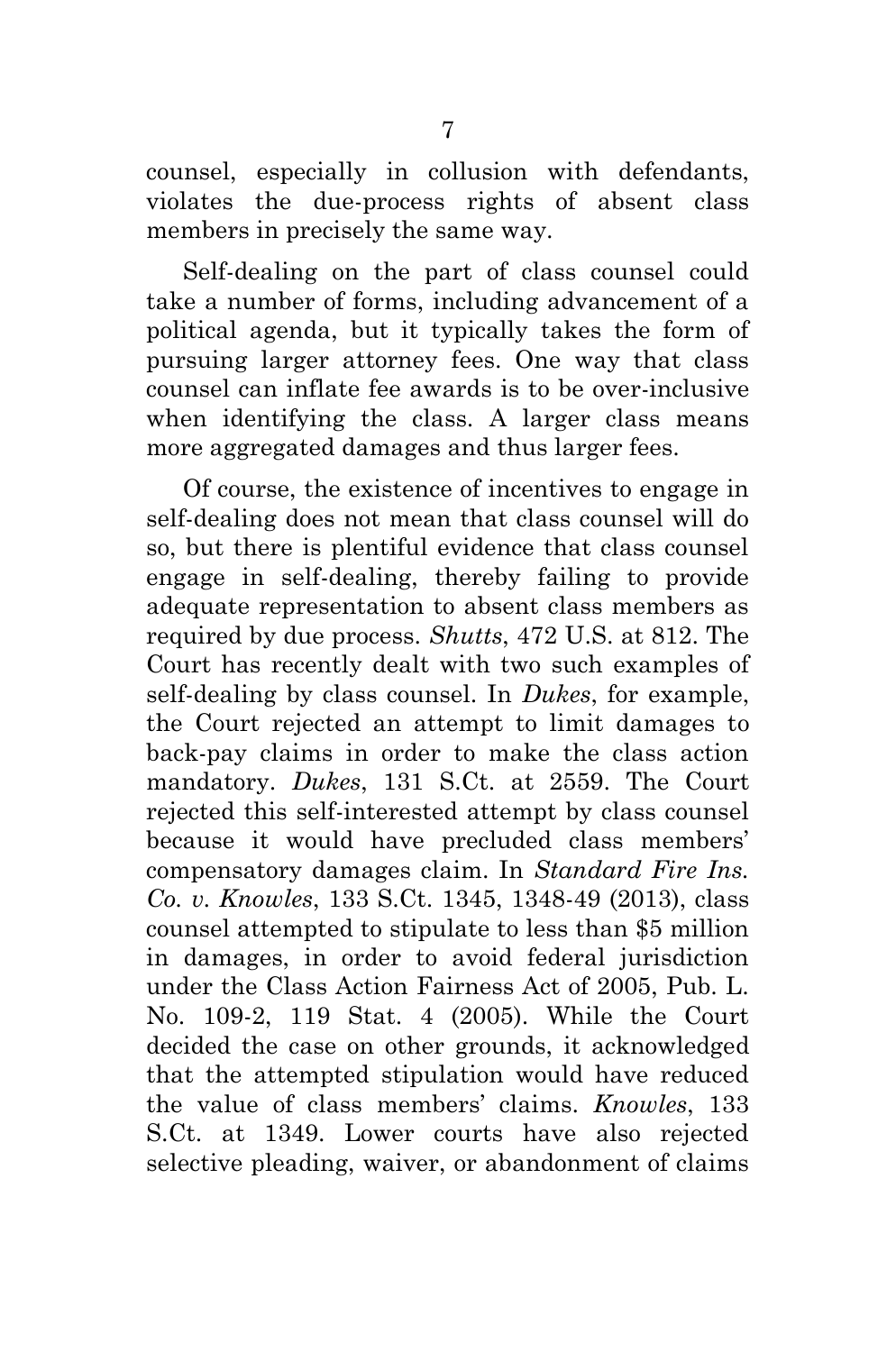counsel, especially in collusion with defendants, violates the due-process rights of absent class members in precisely the same way.

Self-dealing on the part of class counsel could take a number of forms, including advancement of a political agenda, but it typically takes the form of pursuing larger attorney fees. One way that class counsel can inflate fee awards is to be over-inclusive when identifying the class. A larger class means more aggregated damages and thus larger fees.

Of course, the existence of incentives to engage in self-dealing does not mean that class counsel will do so, but there is plentiful evidence that class counsel engage in self-dealing, thereby failing to provide adequate representation to absent class members as required by due process. *Shutts*, 472 U.S. at 812. The Court has recently dealt with two such examples of self-dealing by class counsel. In *Dukes*, for example, the Court rejected an attempt to limit damages to back-pay claims in order to make the class action mandatory. *Dukes*, 131 S.Ct. at 2559. The Court rejected this self-interested attempt by class counsel because it would have precluded class members' compensatory damages claim. In *Standard Fire Ins. Co. v. Knowles*, 133 S.Ct. 1345, 1348-49 (2013), class counsel attempted to stipulate to less than $5 million in damages, in order to avoid federal jurisdiction under the Class Action Fairness Act of 2005, Pub. L. No. 109-2, 119 Stat. 4 (2005). While the Court decided the case on other grounds, it acknowledged that the attempted stipulation would have reduced the value of class members' claims. *Knowles*, 133 S.Ct. at 1349. Lower courts have also rejected selective pleading, waiver, or abandonment of claims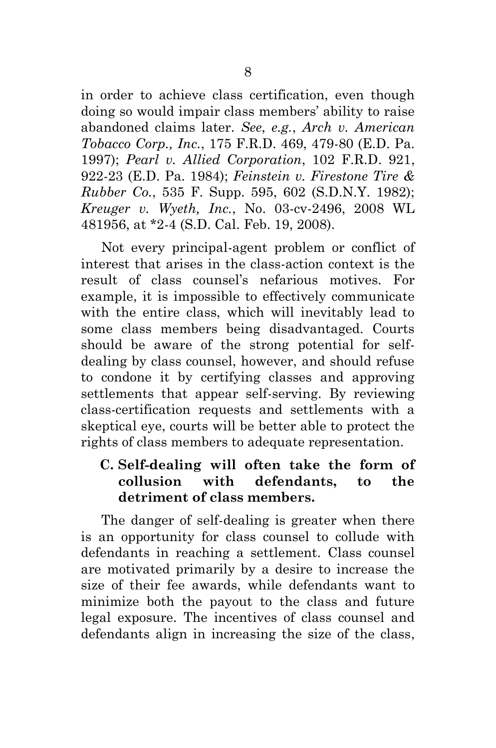in order to achieve class certification, even though doing so would impair class members' ability to raise abandoned claims later. *See*, *e.g.*, *Arch v. American Tobacco Corp., Inc.*, 175 F.R.D. 469, 479-80 (E.D. Pa. 1997); *Pearl v. Allied Corporation*, 102 F.R.D. 921, 922-23 (E.D. Pa. 1984); *Feinstein v. Firestone Tire & Rubber Co.*, 535 F. Supp. 595, 602 (S.D.N.Y. 1982); *Kreuger v. Wyeth, Inc.*, No. 03-cv-2496, 2008 WL 481956, at *2-4 (S.D. Cal. Feb. 19, 2008).

Not every principal-agent problem or conflict of interest that arises in the class-action context is the result of class counsel's nefarious motives. For example, it is impossible to effectively communicate with the entire class, which will inevitably lead to some class members being disadvantaged. Courts should be aware of the strong potential for self-dealing by class counsel, however, and should refuse to condone it by certifying classes and approving settlements that appear self-serving. By reviewing class-certification requests and settlements with a skeptical eye, courts will be better able to protect the rights of class members to adequate representation.

### C. Self-dealing will often take the form of collusion with defendants, to the detriment of class members.

The danger of self-dealing is greater when there is an opportunity for class counsel to collude with defendants in reaching a settlement. Class counsel are motivated primarily by a desire to increase the size of their fee awards, while defendants want to minimize both the payout to the class and future legal exposure. The incentives of class counsel and defendants align in increasing the size of the class,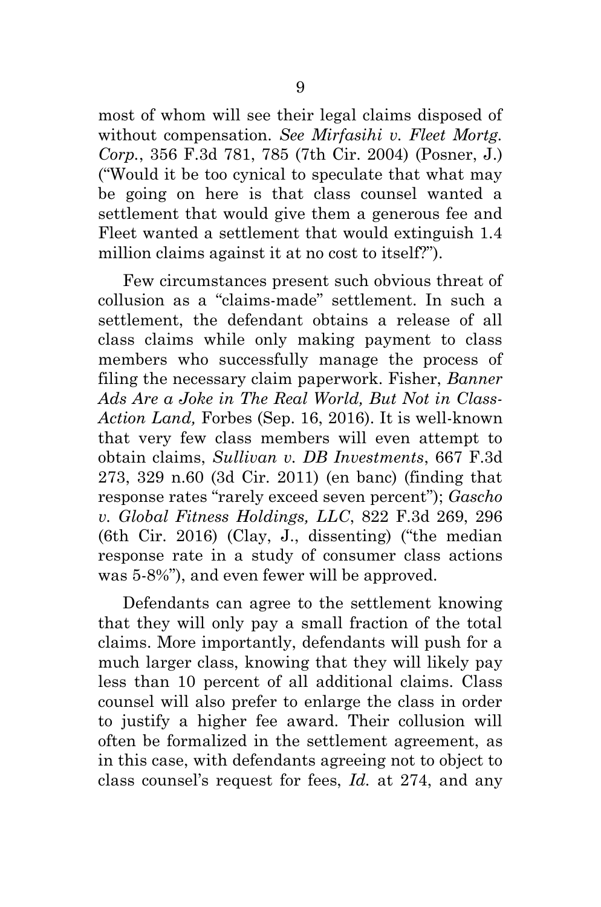most of whom will see their legal claims disposed of without compensation. *See Mirfasihi v. Fleet Mortg. Corp.*, 356 F.3d 781, 785 (7th Cir. 2004) (Posner, J.) ("Would it be too cynical to speculate that what may be going on here is that class counsel wanted a settlement that would give them a generous fee and Fleet wanted a settlement that would extinguish 1.4 million claims against it at no cost to itself?").

Few circumstances present such obvious threat of collusion as a "claims-made" settlement. In such a settlement, the defendant obtains a release of all class claims while only making payment to class members who successfully manage the process of filing the necessary claim paperwork. Fisher, *Banner Ads Are a Joke in The Real World, But Not in Class-Action Land,* Forbes (Sep. 16, 2016). It is well-known that very few class members will even attempt to obtain claims, *Sullivan v. DB Investments*, 667 F.3d 273, 329 n.60 (3d Cir. 2011) (en banc) (finding that response rates "rarely exceed seven percent"); *Gascho v. Global Fitness Holdings, LLC*, 822 F.3d 269, 296 (6th Cir. 2016) (Clay, J., dissenting) ("the median response rate in a study of consumer class actions was 5-8%"), and even fewer will be approved.

Defendants can agree to the settlement knowing that they will only pay a small fraction of the total claims. More importantly, defendants will push for a much larger class, knowing that they will likely pay less than 10 percent of all additional claims. Class counsel will also prefer to enlarge the class in order to justify a higher fee award. Their collusion will often be formalized in the settlement agreement, as in this case, with defendants agreeing not to object to class counsel's request for fees, *Id.* at 274, and any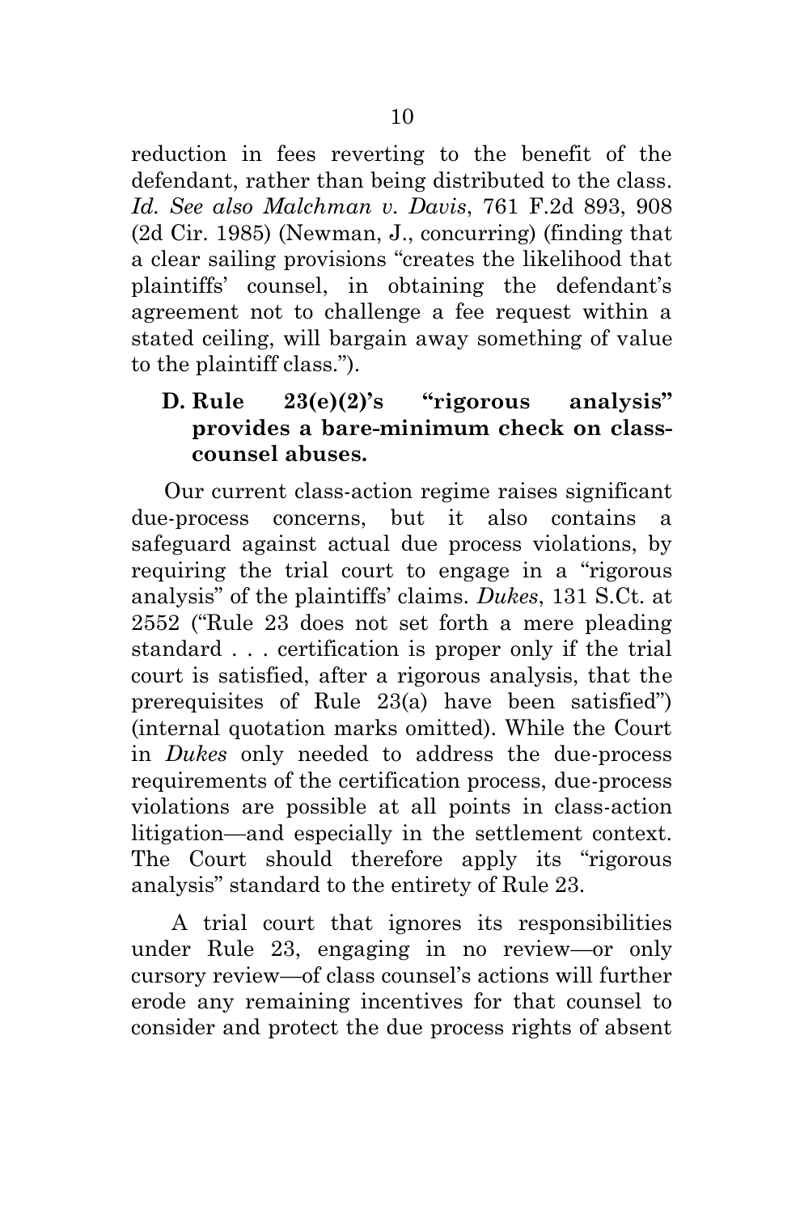reduction in fees reverting to the benefit of the defendant, rather than being distributed to the class. *Id. See also Malchman v. Davis*, 761 F.2d 893, 908 (2d Cir. 1985) (Newman, J., concurring) (finding that a clear sailing provisions "creates the likelihood that plaintiffs' counsel, in obtaining the defendant's agreement not to challenge a fee request within a stated ceiling, will bargain away something of value to the plaintiff class.").

### D. Rule 23(e)(2)'s "rigorous analysis" provides a bare-minimum check on class-counsel abuses.

Our current class-action regime raises significant due-process concerns, but it also contains a safeguard against actual due process violations, by requiring the trial court to engage in a "rigorous analysis" of the plaintiffs' claims. *Dukes*, 131 S.Ct. at 2552 ("Rule 23 does not set forth a mere pleading standard . . . certification is proper only if the trial court is satisfied, after a rigorous analysis, that the prerequisites of Rule 23(a) have been satisfied") (internal quotation marks omitted). While the Court in *Dukes* only needed to address the due-process requirements of the certification process, due-process violations are possible at all points in class-action litigation—and especially in the settlement context. The Court should therefore apply its "rigorous analysis" standard to the entirety of Rule 23.

A trial court that ignores its responsibilities under Rule 23, engaging in no review—or only cursory review—of class counsel's actions will further erode any remaining incentives for that counsel to consider and protect the due process rights of absent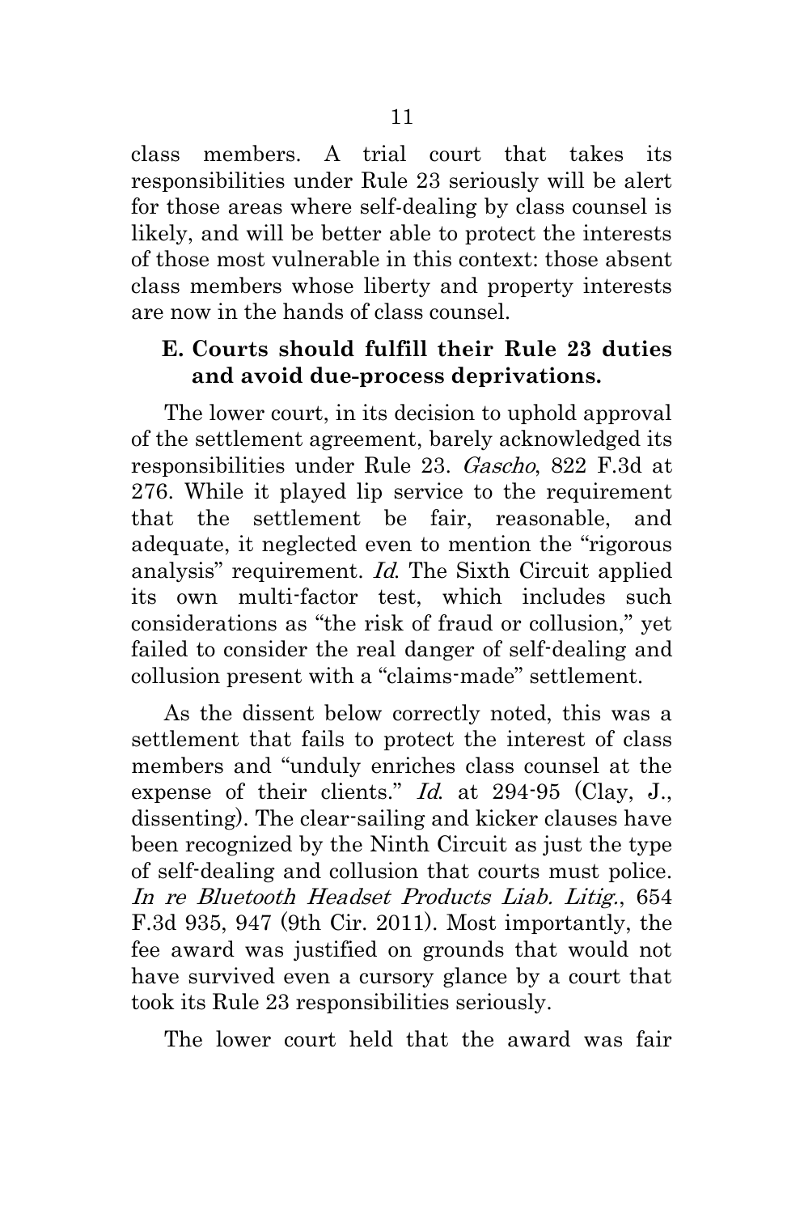class members. A trial court that takes its responsibilities under Rule 23 seriously will be alert for those areas where self-dealing by class counsel is likely, and will be better able to protect the interests of those most vulnerable in this context: those absent class members whose liberty and property interests are now in the hands of class counsel.

### E. Courts should fulfill their Rule 23 duties and avoid due-process deprivations.

The lower court, in its decision to uphold approval of the settlement agreement, barely acknowledged its responsibilities under Rule 23. *Gascho*, 822 F.3d at 276. While it played lip service to the requirement that the settlement be fair, reasonable, and adequate, it neglected even to mention the "rigorous analysis" requirement. *Id.* The Sixth Circuit applied its own multi-factor test, which includes such considerations as "the risk of fraud or collusion," yet failed to consider the real danger of self-dealing and collusion present with a "claims-made" settlement.

As the dissent below correctly noted, this was a settlement that fails to protect the interest of class members and "unduly enriches class counsel at the expense of their clients." *Id.* at 294-95 (Clay, J., dissenting). The clear-sailing and kicker clauses have been recognized by the Ninth Circuit as just the type of self-dealing and collusion that courts must police. *In re Bluetooth Headset Products Liab. Litig.*, 654 F.3d 935, 947 (9th Cir. 2011). Most importantly, the fee award was justified on grounds that would not have survived even a cursory glance by a court that took its Rule 23 responsibilities seriously.

The lower court held that the award was fair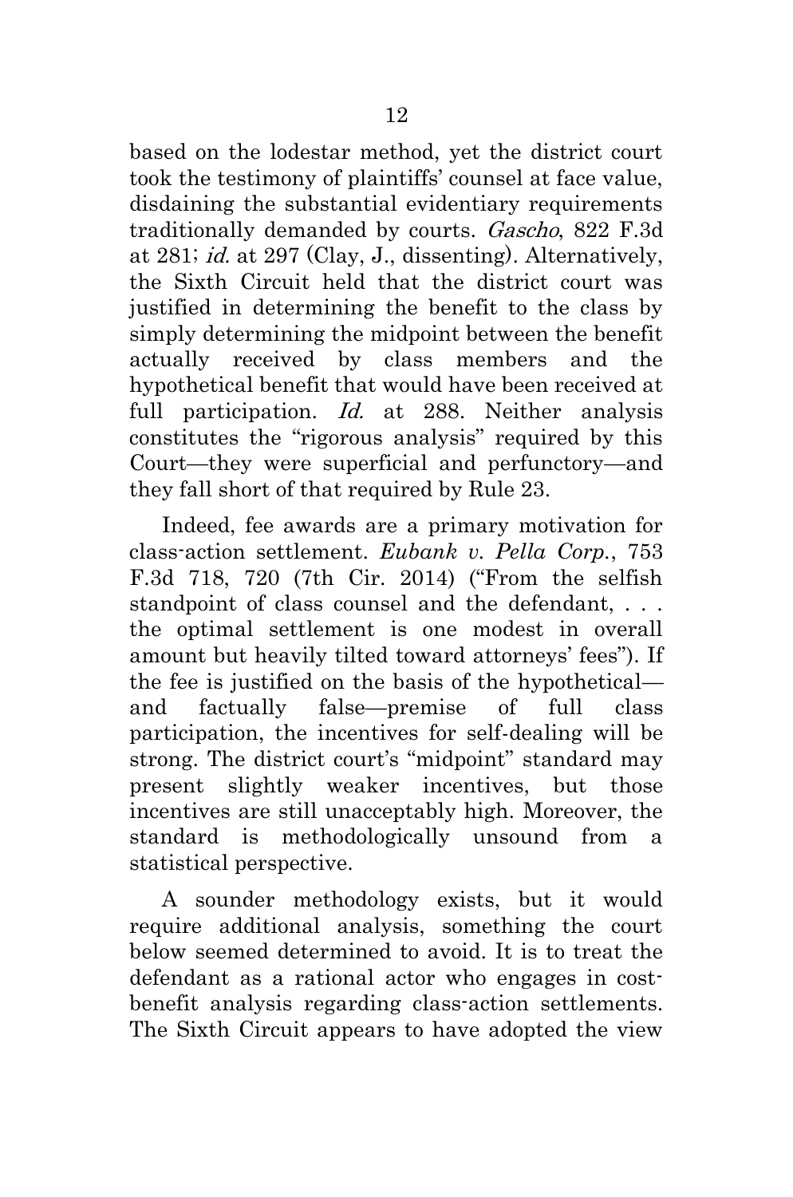based on the lodestar method, yet the district court took the testimony of plaintiffs' counsel at face value, disdaining the substantial evidentiary requirements traditionally demanded by courts. *Gascho*, 822 F.3d at 281; *id.* at 297 (Clay, J., dissenting). Alternatively, the Sixth Circuit held that the district court was justified in determining the benefit to the class by simply determining the midpoint between the benefit actually received by class members and the hypothetical benefit that would have been received at full participation. *Id.* at 288. Neither analysis constitutes the "rigorous analysis" required by this Court—they were superficial and perfunctory—and they fall short of that required by Rule 23.

Indeed, fee awards are a primary motivation for class-action settlement. *Eubank v. Pella Corp.*, 753 F.3d 718, 720 (7th Cir. 2014) ("From the selfish standpoint of class counsel and the defendant, . . . the optimal settlement is one modest in overall amount but heavily tilted toward attorneys' fees"). If the fee is justified on the basis of the hypothetical—and factually false—premise of full class participation, the incentives for self-dealing will be strong. The district court's "midpoint" standard may present slightly weaker incentives, but those incentives are still unacceptably high. Moreover, the standard is methodologically unsound from a statistical perspective.

A sounder methodology exists, but it would require additional analysis, something the court below seemed determined to avoid. It is to treat the defendant as a rational actor who engages in cost-benefit analysis regarding class-action settlements. The Sixth Circuit appears to have adopted the view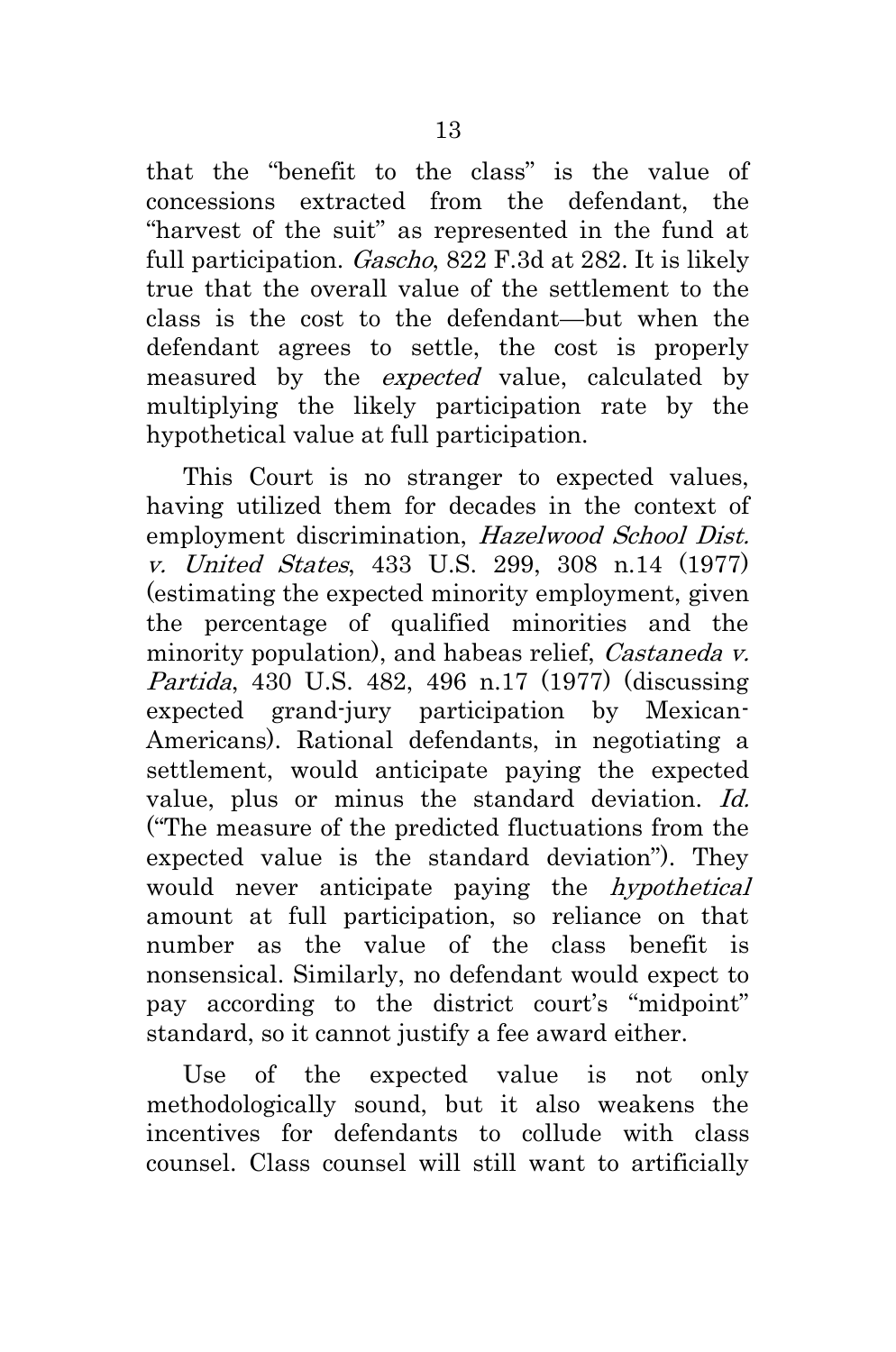that the "benefit to the class" is the value of concessions extracted from the defendant, the "harvest of the suit" as represented in the fund at full participation. *Gascho*, 822 F.3d at 282. It is likely true that the overall value of the settlement to the class is the cost to the defendant—but when the defendant agrees to settle, the cost is properly measured by the *expected* value, calculated by multiplying the likely participation rate by the hypothetical value at full participation.

This Court is no stranger to expected values, having utilized them for decades in the context of employment discrimination, *Hazelwood School Dist. v. United States*, 433 U.S. 299, 308 n.14 (1977) (estimating the expected minority employment, given the percentage of qualified minorities and the minority population), and habeas relief, *Castaneda v. Partida*, 430 U.S. 482, 496 n.17 (1977) (discussing expected grand-jury participation by Mexican-Americans). Rational defendants, in negotiating a settlement, would anticipate paying the expected value, plus or minus the standard deviation. *Id.* ("The measure of the predicted fluctuations from the expected value is the standard deviation"). They would never anticipate paying the *hypothetical* amount at full participation, so reliance on that number as the value of the class benefit is nonsensical. Similarly, no defendant would expect to pay according to the district court's "midpoint" standard, so it cannot justify a fee award either.

Use of the expected value is not only methodologically sound, but it also weakens the incentives for defendants to collude with class counsel. Class counsel will still want to artificially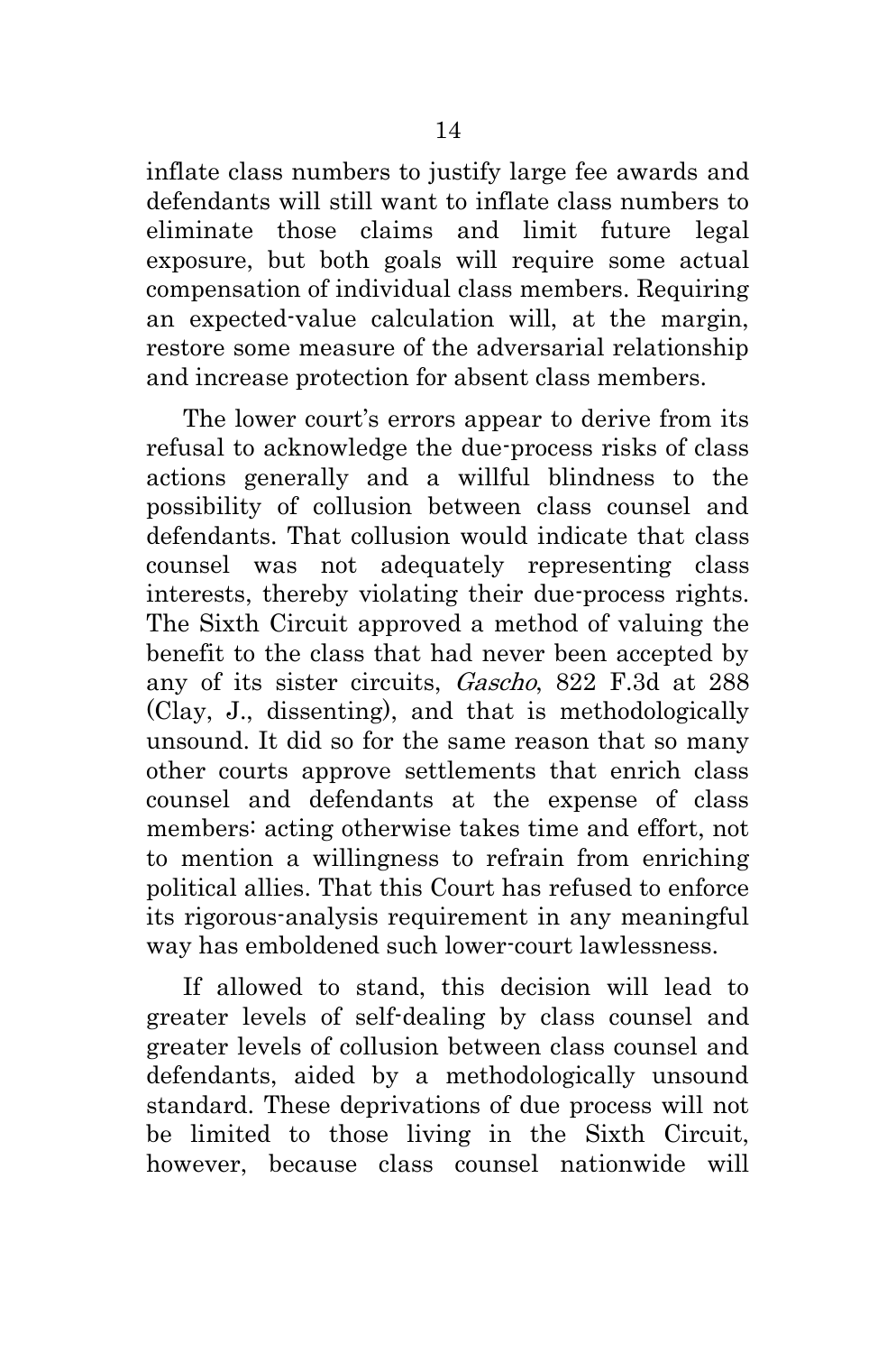inflate class numbers to justify large fee awards and defendants will still want to inflate class numbers to eliminate those claims and limit future legal exposure, but both goals will require some actual compensation of individual class members. Requiring an expected-value calculation will, at the margin, restore some measure of the adversarial relationship and increase protection for absent class members.

The lower court's errors appear to derive from its refusal to acknowledge the due-process risks of class actions generally and a willful blindness to the possibility of collusion between class counsel and defendants. That collusion would indicate that class counsel was not adequately representing class interests, thereby violating their due-process rights. The Sixth Circuit approved a method of valuing the benefit to the class that had never been accepted by any of its sister circuits, *Gascho*, 822 F.3d at 288 (Clay, J., dissenting), and that is methodologically unsound. It did so for the same reason that so many other courts approve settlements that enrich class counsel and defendants at the expense of class members: acting otherwise takes time and effort, not to mention a willingness to refrain from enriching political allies. That this Court has refused to enforce its rigorous-analysis requirement in any meaningful way has emboldened such lower-court lawlessness.

If allowed to stand, this decision will lead to greater levels of self-dealing by class counsel and greater levels of collusion between class counsel and defendants, aided by a methodologically unsound standard. These deprivations of due process will not be limited to those living in the Sixth Circuit, however, because class counsel nationwide will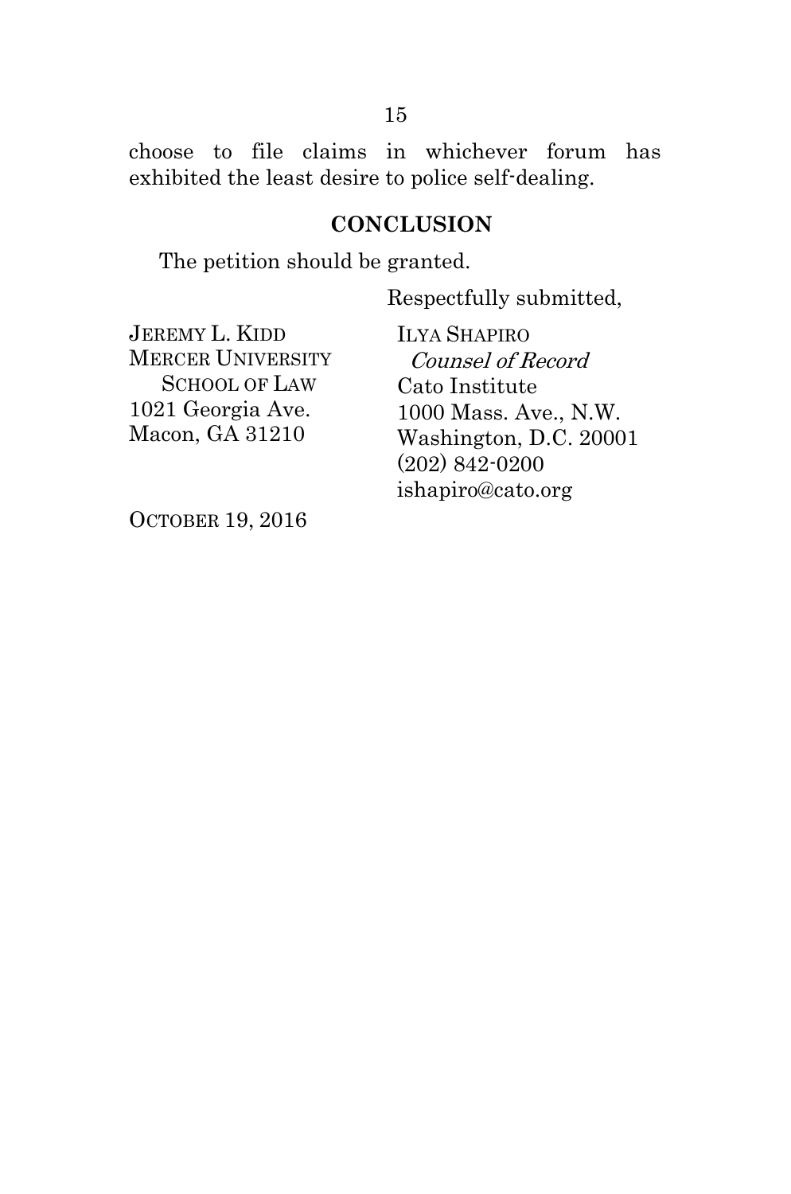choose to file claims in whichever forum has exhibited the least desire to police self-dealing.

## CONCLUSION

The petition should be granted.

Respectfully submitted,

ILYA SHAPIRO
*Counsel of Record*
Cato Institute
1000 Mass. Ave., N.W.
Washington, D.C. 20001
(202) 842-0200
ishapiro@cato.org

JEREMY L. KIDD
MERCER UNIVERSITY
SCHOOL OF LAW
1021 Georgia Ave.
Macon, GA 31210

OCTOBER 19, 2016